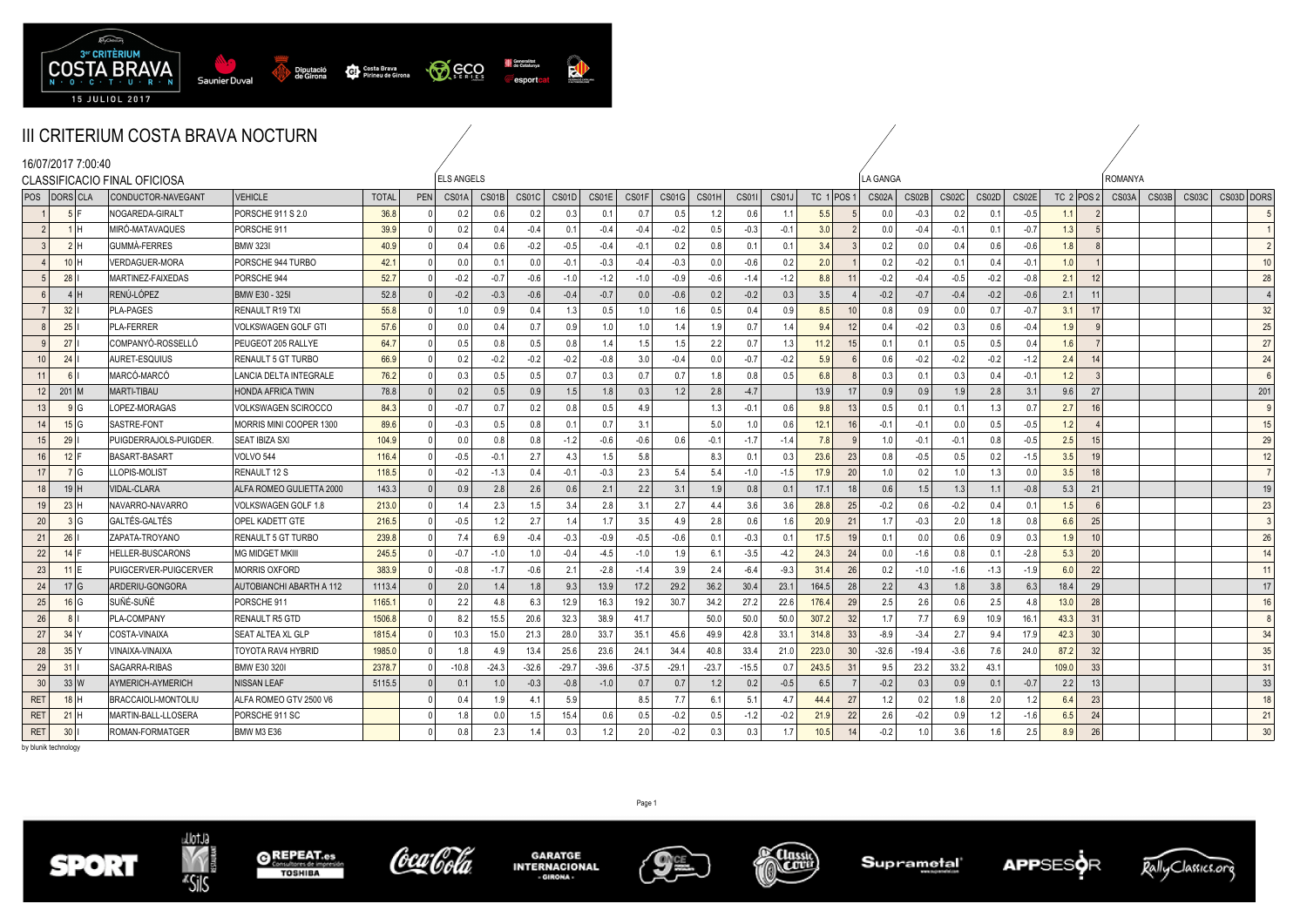# III CRITERIUM COSTA BRAVA NOCTURN

16/07/2017 7:00:40

CLASSIFICACIO FINAL OFICIOSA

| | | | | | | | ELS ANGELS | | | | | | | | | | | | LA GANGA | | | | | | | ROMANYA | | | | |
|---|---|---|---|---|---|---|---|---|---|---|---|---|---|---|---|---|---|---|---|---|---|---|---|---|---|---|---|---|---|---|
| POS | DORS | CLA | CONDUCTOR-NAVEGANT | VEHICLE | TOTAL | PEN | CS01A | CS01B | CS01C | CS01D | CS01E | CS01F | CS01G | CS01H | CS01I | CS01J | TC 1 | POS 1 | CS02A | CS02B | CS02C | CS02D | CS02E | TC 2 | POS 2 | CS03A | CS03B | CS03C | CS03D | DORS |
| 1 | 5 | F | NOGAREDA-GIRALT | PORSCHE 911 S 2.0 | 36.8 | 0 | 0.2 | 0.6 | 0.2 | 0.3 | 0.1 | 0.7 | 0.5 | 1.2 | 0.6 | 1.1 | 5.5 | 5 | 0.0 | -0.3 | 0.2 | 0.1 | -0.5 | 1.1 | 2 | | | | | 5 |
| 2 | 1 | H | MIRÓ-MATAVAQUES | PORSCHE 911 | 39.9 | 0 | 0.2 | 0.4 | -0.4 | 0.1 | -0.4 | -0.4 | -0.2 | 0.5 | -0.3 | -0.1 | 3.0 | 2 | 0.0 | -0.4 | -0.1 | 0.1 | -0.7 | 1.3 | 5 | | | | | 1 |
| 3 | 2 | H | GUMMÀ-FERRES | BMW 323I | 40.9 | 0 | 0.4 | 0.6 | -0.2 | -0.5 | -0.4 | -0.1 | 0.2 | 0.8 | 0.1 | 0.1 | 3.4 | 3 | 0.2 | 0.0 | 0.4 | 0.6 | -0.6 | 1.8 | 8 | | | | | 2 |
| 4 | 10 | H | VERDAGUER-MORA | PORSCHE 944 TURBO | 42.1 | 0 | 0.0 | 0.1 | 0.0 | -0.1 | -0.3 | -0.4 | -0.3 | 0.0 | -0.6 | 0.2 | 2.0 | 1 | 0.2 | -0.2 | 0.1 | 0.4 | -0.1 | 1.0 | 1 | | | | | 10 |
| 5 | 28 | I | MARTINEZ-FAIXEDAS | PORSCHE 944 | 52.7 | 0 | -0.2 | -0.7 | -0.6 | -1.0 | -1.2 | -1.0 | -0.9 | -0.6 | -1.4 | -1.2 | 8.8 | 11 | -0.2 | -0.4 | -0.5 | -0.2 | -0.8 | 2.1 | 12 | | | | | 28 |
| 6 | 4 | H | RENÚ-LÓPEZ | BMW E30 - 325I | 52.8 | 0 | -0.2 | -0.3 | -0.6 | -0.4 | -0.7 | 0.0 | -0.6 | 0.2 | -0.2 | 0.3 | 3.5 | 4 | -0.2 | -0.7 | -0.4 | -0.2 | -0.6 | 2.1 | 11 | | | | | 4 |
| 7 | 32 | I | PLA-PAGES | RENAULT R19 TXI | 55.8 | 0 | 1.0 | 0.9 | 0.4 | 1.3 | 0.5 | 1.0 | 1.6 | 0.5 | 0.4 | 0.9 | 8.5 | 10 | 0.8 | 0.9 | 0.0 | 0.7 | -0.7 | 3.1 | 17 | | | | | 32 |
| 8 | 25 | I | PLA-FERRER | VOLKSWAGEN GOLF GTI | 57.6 | 0 | 0.0 | 0.4 | 0.7 | 0.9 | 1.0 | 1.0 | 1.4 | 1.9 | 0.7 | 1.4 | 9.4 | 12 | 0.4 | -0.2 | 0.3 | 0.6 | -0.4 | 1.9 | 9 | | | | | 25 |
| 9 | 27 | I | COMPANYÓ-ROSSELLÓ | PEUGEOT 205 RALLYE | 64.7 | 0 | 0.5 | 0.8 | 0.5 | 0.8 | 1.4 | 1.5 | 1.5 | 2.2 | 0.7 | 1.3 | 11.2 | 15 | 0.1 | 0.1 | 0.5 | 0.5 | 0.4 | 1.6 | 7 | | | | | 27 |
| 10 | 24 | I | AURET-ESQUIUS | RENAULT 5 GT TURBO | 66.9 | 0 | 0.2 | -0.2 | -0.2 | -0.2 | -0.8 | 3.0 | -0.4 | 0.0 | -0.7 | -0.2 | 5.9 | 6 | 0.6 | -0.2 | -0.2 | -0.2 | -1.2 | 2.4 | 14 | | | | | 24 |
| 11 | 6 | I | MARCÓ-MARCÓ | LANCIA DELTA INTEGRALE | 76.2 | 0 | 0.3 | 0.5 | 0.5 | 0.7 | 0.3 | 0.7 | 0.7 | 1.8 | 0.8 | 0.5 | 6.8 | 8 | 0.3 | 0.1 | 0.3 | 0.4 | -0.1 | 1.2 | 3 | | | | | 6 |
| 12 | 201 | M | MARTI-TIBAU | HONDA AFRICA TWIN | 78.8 | 0 | 0.2 | 0.5 | 0.9 | 1.5 | 1.8 | 0.3 | 1.2 | 2.8 | -4.7 | | 13.9 | 17 | 0.9 | 0.9 | 1.9 | 2.8 | 3.1 | 9.6 | 27 | | | | | 201 |
| 13 | 9 | G | LOPEZ-MORAGAS | VOLKSWAGEN SCIROCCO | 84.3 | 0 | -0.7 | 0.7 | 0.2 | 0.8 | 0.5 | 4.9 | | 1.3 | -0.1 | 0.6 | 9.8 | 13 | 0.5 | 0.1 | 0.1 | 1.3 | 0.7 | 2.7 | 16 | | | | | 9 |
| 14 | 15 | G | SASTRE-FONT | MORRIS MINI COOPER 1300 | 89.6 | 0 | -0.3 | 0.5 | 0.8 | 0.1 | 0.7 | 3.1 | | 5.0 | 1.0 | 0.6 | 12.1 | 16 | -0.1 | -0.1 | 0.0 | 0.5 | -0.5 | 1.2 | 4 | | | | | 15 |
| 15 | 29 | I | PUIGDERRAJOLS-PUIGDER. | SEAT IBIZA SXI | 104.9 | 0 | 0.0 | 0.8 | 0.8 | -1.2 | -0.6 | -0.6 | 0.6 | -0.1 | -1.7 | -1.4 | 7.8 | 9 | 1.0 | -0.1 | -0.1 | 0.8 | -0.5 | 2.5 | 15 | | | | | 29 |
| 16 | 12 | F | BASART-BASART | VOLVO 544 | 116.4 | 0 | -0.5 | -0.1 | 2.7 | 4.3 | 1.5 | 5.8 | | 8.3 | 0.1 | 0.3 | 23.6 | 23 | 0.8 | -0.5 | 0.5 | 0.2 | -1.5 | 3.5 | 19 | | | | | 12 |
| 17 | 7 | G | LLOPIS-MOLIST | RENAULT 12 S | 118.5 | 0 | -0.2 | -1.3 | 0.4 | -0.1 | -0.3 | 2.3 | 5.4 | 5.4 | -1.0 | -1.5 | 17.9 | 20 | 1.0 | 0.2 | 1.0 | 1.3 | 0.0 | 3.5 | 18 | | | | | 7 |
| 18 | 19 | H | VIDAL-CLARA | ALFA ROMEO GULIETTA 2000 | 143.3 | 0 | 0.9 | 2.8 | 2.6 | 0.6 | 2.1 | 2.2 | 3.1 | 1.9 | 0.8 | 0.1 | 17.1 | 18 | 0.6 | 1.5 | 1.3 | 1.1 | -0.8 | 5.3 | 21 | | | | | 19 |
| 19 | 23 | H | NAVARRO-NAVARRO | VOLKSWAGEN GOLF 1.8 | 213.0 | 0 | 1.4 | 2.3 | 1.5 | 3.4 | 2.8 | 3.1 | 2.7 | 4.4 | 3.6 | 3.6 | 28.8 | 25 | -0.2 | 0.6 | -0.2 | 0.4 | 0.1 | 1.5 | 6 | | | | | 23 |
| 20 | 3 | G | GALTÉS-GALTÉS | OPEL KADETT GTE | 216.5 | 0 | -0.5 | 1.2 | 2.7 | 1.4 | 1.7 | 3.5 | 4.9 | 2.8 | 0.6 | 1.6 | 20.9 | 21 | 1.7 | -0.3 | 2.0 | 1.8 | 0.8 | 6.6 | 25 | | | | | 3 |
| 21 | 26 | I | ZAPATA-TROYANO | RENAULT 5 GT TURBO | 239.8 | 0 | 7.4 | 6.9 | -0.4 | -0.3 | -0.9 | -0.5 | -0.6 | 0.1 | -0.3 | 0.1 | 17.5 | 19 | 0.1 | 0.0 | 0.6 | 0.9 | 0.3 | 1.9 | 10 | | | | | 26 |
| 22 | 14 | F | HELLER-BUSCARONS | MG MIDGET MKIII | 245.5 | 0 | -0.7 | -1.0 | 1.0 | -0.4 | -4.5 | -1.0 | 1.9 | 6.1 | -3.5 | -4.2 | 24.3 | 24 | 0.0 | -1.6 | 0.8 | 0.1 | -2.8 | 5.3 | 20 | | | | | 14 |
| 23 | 11 | E | PUIGCERVER-PUIGCERVER | MORRIS OXFORD | 383.9 | 0 | -0.8 | -1.7 | -0.6 | 2.1 | -2.8 | -1.4 | 3.9 | 2.4 | -6.4 | -9.3 | 31.4 | 26 | 0.2 | -1.0 | -1.6 | -1.3 | -1.9 | 6.0 | 22 | | | | | 11 |
| 24 | 17 | G | ARDERIU-GONGORA | AUTOBIANCHI ABARTH A 112 | 1113.4 | 0 | 2.0 | 1.4 | 1.8 | 9.3 | 13.9 | 17.2 | 29.2 | 36.2 | 30.4 | 23.1 | 164.5 | 28 | 2.2 | 4.3 | 1.8 | 3.8 | 6.3 | 18.4 | 29 | | | | | 17 |
| 25 | 16 | G | SUÑÉ-SUÑÉ | PORSCHE 911 | 1165.1 | 0 | 2.2 | 4.8 | 6.3 | 12.9 | 16.3 | 19.2 | 30.7 | 34.2 | 27.2 | 22.6 | 176.4 | 29 | 2.5 | 2.6 | 0.6 | 2.5 | 4.8 | 13.0 | 28 | | | | | 16 |
| 26 | 8 | I | PLA-COMPANY | RENAULT R5 GTD | 1506.8 | 0 | 8.2 | 15.5 | 20.6 | 32.3 | 38.9 | 41.7 | | 50.0 | 50.0 | 50.0 | 307.2 | 32 | 1.7 | 7.7 | 6.9 | 10.9 | 16.1 | 43.3 | 31 | | | | | 8 |
| 27 | 34 | Y | COSTA-VINAIXA | SEAT ALTEA XL GLP | 1815.4 | 0 | 10.3 | 15.0 | 21.3 | 28.0 | 33.7 | 35.1 | 45.6 | 49.9 | 42.8 | 33.1 | 314.8 | 33 | -8.9 | -3.4 | 2.7 | 9.4 | 17.9 | 42.3 | 30 | | | | | 34 |
| 28 | 35 | Y | VINAIXA-VINAIXA | TOYOTA RAV4 HYBRID | 1985.0 | 0 | 1.8 | 4.9 | 13.4 | 25.6 | 23.6 | 24.1 | 34.4 | 40.8 | 33.4 | 21.0 | 223.0 | 30 | -32.6 | -19.4 | -3.6 | 7.6 | 24.0 | 87.2 | 32 | | | | | 35 |
| 29 | 31 | I | SAGARRA-RIBAS | BMW E30 320I | 2378.7 | 0 | -10.8 | -24.3 | -32.6 | -29.7 | -39.6 | -37.5 | -29.1 | -23.7 | -15.5 | 0.7 | 243.5 | 31 | 9.5 | 23.2 | 33.2 | 43.1 | | 109.0 | 33 | | | | | 31 |
| 30 | 33 | W | AYMERICH-AYMERICH | NISSAN LEAF | 5115.5 | 0 | 0.1 | 1.0 | -0.3 | -0.8 | -1.0 | 0.7 | 0.7 | 1.2 | 0.2 | -0.5 | 6.5 | 7 | -0.2 | 0.3 | 0.9 | 0.1 | -0.7 | 2.2 | 13 | | | | | 33 |
| RET | 18 | H | BRACCAIOLI-MONTOLIU | ALFA ROMEO GTV 2500 V6 | | 0 | 0.4 | 1.9 | 4.1 | 5.9 | | 8.5 | 7.7 | 6.1 | 5.1 | 4.7 | 44.4 | 27 | 1.2 | 0.2 | 1.8 | 2.0 | 1.2 | 6.4 | 23 | | | | | 18 |
| RET | 21 | H | MARTIN-BALL-LLOSERA | PORSCHE 911 SC | | 0 | 1.8 | 0.0 | 1.5 | 15.4 | 0.6 | 0.5 | -0.2 | 0.5 | -1.2 | -0.2 | 21.9 | 22 | 2.6 | -0.2 | 0.9 | 1.2 | -1.6 | 6.5 | 24 | | | | | 21 |
| RET | 30 | I | ROMAN-FORMATGER | BMW M3 E36 | | 0 | 0.8 | 2.3 | 1.4 | 0.3 | 1.2 | 2.0 | -0.2 | 0.3 | 0.3 | 1.7 | 10.5 | 14 | -0.2 | 1.0 | 3.6 | 1.6 | 2.5 | 8.9 | 26 | | | | | 30 |

by blunik technology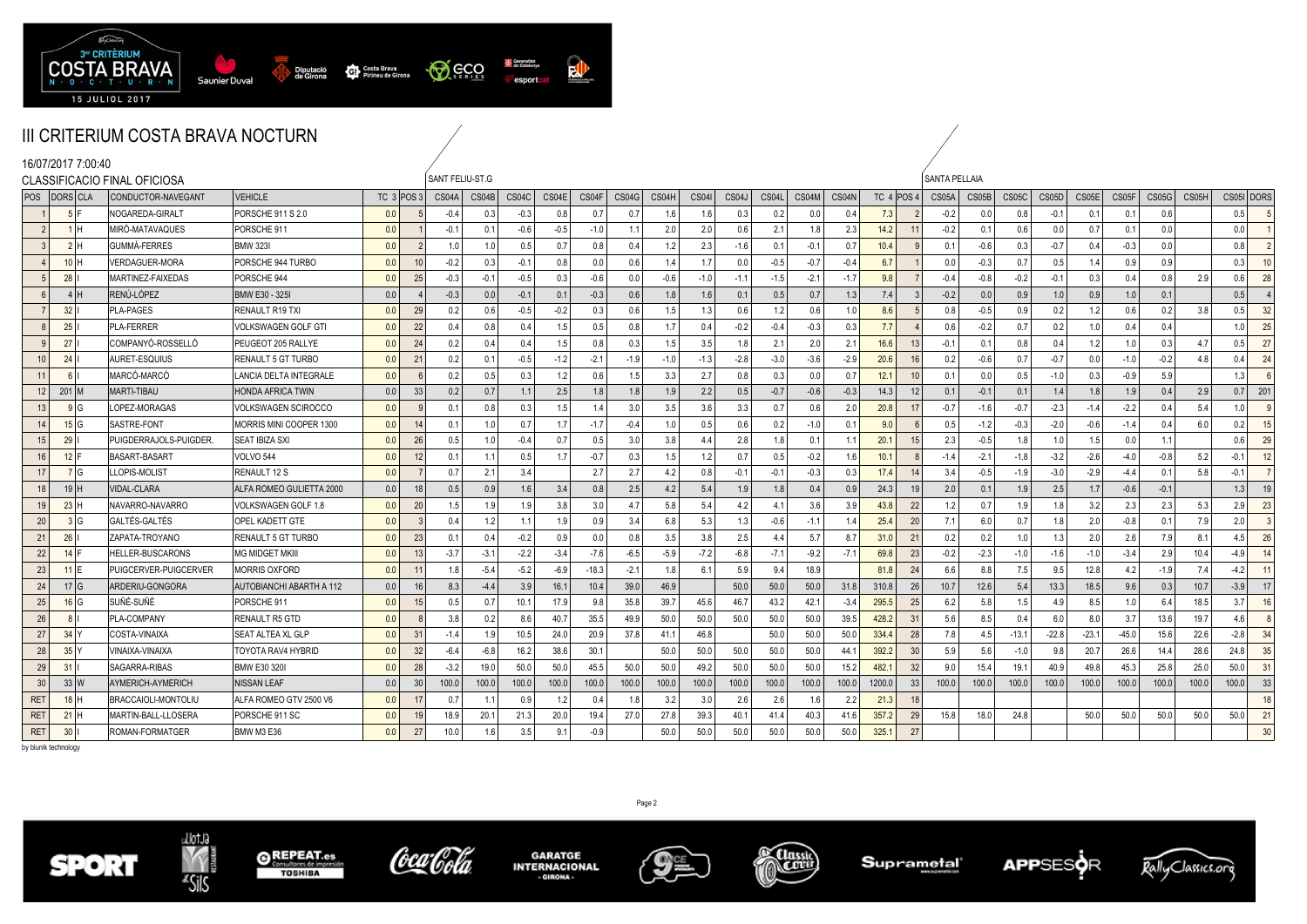# III CRITERIUM COSTA BRAVA NOCTURN

16/07/2017 7:00:40

CLASSIFICACIO FINAL OFICIOSA

| POS | DORS | CLA | CONDUCTOR-NAVEGANT | VEHICLE | TC 3 | POS 3 | CS04A | CS04B | CS04C | CS04E | CS04F | CS04G | CS04H | CS04I | CS04J | CS04L | CS04M | CS04N | TC 4 | POS 4 | CS05A | CS05B | CS05C | CS05D | CS05E | CS05F | CS05G | CS05H | CS05I | DORS |
|---|---|---|---|---|---|---|---|---|---|---|---|---|---|---|---|---|---|---|---|---|---|---|---|---|---|---|---|---|---|---|
| | | | | | | | SANT FELIU-ST.G | | | | | | | | | | | | | | SANTA PELLAIA | | | | | | | | | |
| 1 | 5 | F | NOGAREDA-GIRALT | PORSCHE 911 S 2.0 | 0.0 | 5 | -0.4 | 0.3 | -0.3 | 0.8 | 0.7 | 0.7 | 1.6 | 1.6 | 0.3 | 0.2 | 0.0 | 0.4 | 7.3 | 2 | -0.2 | 0.0 | 0.8 | -0.1 | 0.1 | 0.1 | 0.6 | | 0.5 | 5 |
| 2 | 1 | H | MIRÓ-MATAVAQUES | PORSCHE 911 | 0.0 | 1 | -0.1 | 0.1 | -0.6 | -0.5 | -1.0 | 1.1 | 2.0 | 2.0 | 0.6 | 2.1 | 1.8 | 2.3 | 14.2 | 11 | -0.2 | 0.1 | 0.6 | 0.0 | 0.7 | 0.1 | 0.0 | | 0.0 | 1 |
| 3 | 2 | H | GUMMÀ-FERRES | BMW 323I | 0.0 | 2 | 1.0 | 1.0 | 0.5 | 0.7 | 0.8 | 0.4 | 1.2 | 2.3 | -1.6 | 0.1 | -0.1 | 0.7 | 10.4 | 9 | 0.1 | -0.6 | 0.3 | -0.7 | 0.4 | -0.3 | 0.0 | | 0.8 | 2 |
| 4 | 10 | H | VERDAGUER-MORA | PORSCHE 944 TURBO | 0.0 | 10 | -0.2 | 0.3 | -0.1 | 0.8 | 0.0 | 0.6 | 1.4 | 1.7 | 0.0 | -0.5 | -0.7 | -0.4 | 6.7 | 1 | 0.0 | -0.3 | 0.7 | 0.5 | 1.4 | 0.9 | 0.9 | | 0.3 | 10 |
| 5 | 28 | I | MARTINEZ-FAIXEDAS | PORSCHE 944 | 0.0 | 25 | -0.3 | -0.1 | -0.5 | 0.3 | -0.6 | 0.0 | -0.6 | -1.0 | -1.1 | -1.5 | -2.1 | -1.7 | 9.8 | 7 | -0.4 | -0.8 | -0.2 | -0.1 | 0.3 | 0.4 | 0.8 | 2.9 | 0.6 | 28 |
| 6 | 4 | H | RENÚ-LÓPEZ | BMW E30 - 325I | 0.0 | 4 | -0.3 | 0.0 | -0.1 | 0.1 | -0.3 | 0.6 | 1.8 | 1.6 | 0.1 | 0.5 | 0.7 | 1.3 | 7.4 | 3 | -0.2 | 0.0 | 0.9 | 1.0 | 0.9 | 1.0 | 0.1 | | 0.5 | 4 |
| 7 | 32 | I | PLA-PAGES | RENAULT R19 TXI | 0.0 | 29 | 0.2 | 0.6 | -0.5 | -0.2 | 0.3 | 0.6 | 1.5 | 1.3 | 0.6 | 1.2 | 0.6 | 1.0 | 8.6 | 5 | 0.8 | -0.5 | 0.9 | 0.2 | 1.2 | 0.6 | 0.2 | 3.8 | 0.5 | 32 |
| 8 | 25 | I | PLA-FERRER | VOLKSWAGEN GOLF GTI | 0.0 | 22 | 0.4 | 0.8 | 0.4 | 1.5 | 0.5 | 0.8 | 1.7 | 0.4 | -0.2 | -0.4 | -0.3 | 0.3 | 7.7 | 4 | 0.6 | -0.2 | 0.7 | 0.2 | 1.0 | 0.4 | 0.4 | | 1.0 | 25 |
| 9 | 27 | I | COMPANYÓ-ROSSELLÓ | PEUGEOT 205 RALLYE | 0.0 | 24 | 0.2 | 0.4 | 0.4 | 1.5 | 0.8 | 0.3 | 1.5 | 3.5 | 1.8 | 2.1 | 2.0 | 2.1 | 16.6 | 13 | -0.1 | 0.1 | 0.8 | 0.4 | 1.2 | 1.0 | 0.3 | 4.7 | 0.5 | 27 |
| 10 | 24 | I | AURET-ESQUIUS | RENAULT 5 GT TURBO | 0.0 | 21 | 0.2 | 0.1 | -0.5 | -1.2 | -2.1 | -1.9 | -1.0 | -1.3 | -2.8 | -3.0 | -3.6 | -2.9 | 20.6 | 16 | 0.2 | -0.6 | 0.7 | -0.7 | 0.0 | -1.0 | -0.2 | 4.8 | 0.4 | 24 |
| 11 | 6 | I | MARCÓ-MARCÓ | LANCIA DELTA INTEGRALE | 0.0 | 6 | 0.2 | 0.5 | 0.3 | 1.2 | 0.6 | 1.5 | 3.3 | 2.7 | 0.8 | 0.3 | 0.0 | 0.7 | 12.1 | 10 | 0.1 | 0.0 | 0.5 | -1.0 | 0.3 | -0.9 | 5.9 | | 1.3 | 6 |
| 12 | 201 | M | MARTI-TIBAU | HONDA AFRICA TWIN | 0.0 | 33 | 0.2 | 0.7 | 1.1 | 2.5 | 1.8 | 1.8 | 1.9 | 2.2 | 0.5 | -0.7 | -0.6 | -0.3 | 14.3 | 12 | 0.1 | -0.1 | 0.1 | 1.4 | 1.8 | 1.9 | 0.4 | 2.9 | 0.7 | 201 |
| 13 | 9 | G | LOPEZ-MORAGAS | VOLKSWAGEN SCIROCCO | 0.0 | 9 | 0.1 | 0.8 | 0.3 | 1.5 | 1.4 | 3.0 | 3.5 | 3.6 | 3.3 | 0.7 | 0.6 | 2.0 | 20.8 | 17 | -0.7 | -1.6 | -0.7 | -2.3 | -1.4 | -2.2 | 0.4 | 5.4 | 1.0 | 9 |
| 14 | 15 | G | SASTRE-FONT | MORRIS MINI COOPER 1300 | 0.0 | 14 | 0.1 | 1.0 | 0.7 | 1.7 | -1.7 | -0.4 | 1.0 | 0.5 | 0.6 | 0.2 | -1.0 | 0.1 | 9.0 | 6 | 0.5 | -1.2 | -0.3 | -2.0 | -0.6 | -1.4 | 0.4 | 6.0 | 0.2 | 15 |
| 15 | 29 | I | PUIGDERRAJOLS-PUIGDER. | SEAT IBIZA SXI | 0.0 | 26 | 0.5 | 1.0 | -0.4 | 0.7 | 0.5 | 3.0 | 3.8 | 4.4 | 2.8 | 1.8 | 0.1 | 1.1 | 20.1 | 15 | 2.3 | -0.5 | 1.8 | 1.0 | 1.5 | 0.0 | 1.1 | | 0.6 | 29 |
| 16 | 12 | F | BASART-BASART | VOLVO 544 | 0.0 | 12 | 0.1 | 1.1 | 0.5 | 1.7 | -0.7 | 0.3 | 1.5 | 1.2 | 0.7 | 0.5 | -0.2 | 1.6 | 10.1 | 8 | -1.4 | -2.1 | -1.8 | -3.2 | -2.6 | -4.0 | -0.8 | 5.2 | -0.1 | 12 |
| 17 | 7 | G | LLOPIS-MOLIST | RENAULT 12 S | 0.0 | 7 | 0.7 | 2.1 | 3.4 | | 2.7 | 2.7 | 4.2 | 0.8 | -0.1 | -0.1 | -0.3 | 0.3 | 17.4 | 14 | 3.4 | -0.5 | -1.9 | -3.0 | -2.9 | -4.4 | 0.1 | 5.8 | -0.1 | 7 |
| 18 | 19 | H | VIDAL-CLARA | ALFA ROMEO GULIETTA 2000 | 0.0 | 18 | 0.5 | 0.9 | 1.6 | 3.4 | 0.8 | 2.5 | 4.2 | 5.4 | 1.9 | 1.8 | 0.4 | 0.9 | 24.3 | 19 | 2.0 | 0.1 | 1.9 | 2.5 | 1.7 | -0.6 | -0.1 | | 1.3 | 19 |
| 19 | 23 | H | NAVARRO-NAVARRO | VOLKSWAGEN GOLF 1.8 | 0.0 | 20 | 1.5 | 1.9 | 1.9 | 3.8 | 3.0 | 4.7 | 5.8 | 5.4 | 4.2 | 4.1 | 3.6 | 3.9 | 43.8 | 22 | 1.2 | 0.7 | 1.9 | 1.8 | 3.2 | 2.3 | 2.3 | 5.3 | 2.9 | 23 |
| 20 | 3 | G | GALTÉS-GALTÉS | OPEL KADETT GTE | 0.0 | 3 | 0.4 | 1.2 | 1.1 | 1.9 | 0.9 | 3.4 | 6.8 | 5.3 | 1.3 | -0.6 | -1.1 | 1.4 | 25.4 | 20 | 7.1 | 6.0 | 0.7 | 1.8 | 2.0 | -0.8 | 0.1 | 7.9 | 2.0 | 3 |
| 21 | 26 | I | ZAPATA-TROYANO | RENAULT 5 GT TURBO | 0.0 | 23 | 0.1 | 0.4 | -0.2 | 0.9 | 0.0 | 0.8 | 3.5 | 3.8 | 2.5 | 4.4 | 5.7 | 8.7 | 31.0 | 21 | 0.2 | 0.2 | 1.0 | 1.3 | 2.0 | 2.6 | 7.9 | 8.1 | 4.5 | 26 |
| 22 | 14 | F | HELLER-BUSCARONS | MG MIDGET MKIII | 0.0 | 13 | -3.7 | -3.1 | -2.2 | -3.4 | -7.6 | -6.5 | -5.9 | -7.2 | -6.8 | -7.1 | -9.2 | -7.1 | 69.8 | 23 | -0.2 | -2.3 | -1.0 | -1.6 | -1.0 | -3.4 | 2.9 | 10.4 | -4.9 | 14 |
| 23 | 11 | E | PUIGCERVER-PUIGCERVER | MORRIS OXFORD | 0.0 | 11 | 1.8 | -5.4 | -5.2 | -6.9 | -18.3 | -2.1 | 1.8 | 6.1 | 5.9 | 9.4 | 18.9 | | 81.8 | 24 | 6.6 | 8.8 | 7.5 | 9.5 | 12.8 | 4.2 | -1.9 | 7.4 | -4.2 | 11 |
| 24 | 17 | G | ARDERIU-GONGORA | AUTOBIANCHI ABARTH A 112 | 0.0 | 16 | 8.3 | -4.4 | 3.9 | 16.1 | 10.4 | 39.0 | 46.9 | | 50.0 | 50.0 | 50.0 | 31.8 | 310.8 | 26 | 10.7 | 12.6 | 5.4 | 13.3 | 18.5 | 9.6 | 0.3 | 10.7 | -3.9 | 17 |
| 25 | 16 | G | SUÑÉ-SUÑÉ | PORSCHE 911 | 0.0 | 15 | 0.5 | 0.7 | 10.1 | 17.9 | 9.8 | 35.8 | 39.7 | 45.6 | 46.7 | 43.2 | 42.1 | -3.4 | 295.5 | 25 | 6.2 | 5.8 | 1.5 | 4.9 | 8.5 | 1.0 | 6.4 | 18.5 | 3.7 | 16 |
| 26 | 8 | I | PLA-COMPANY | RENAULT R5 GTD | 0.0 | 8 | 3.8 | 0.2 | 8.6 | 40.7 | 35.5 | 49.9 | 50.0 | 50.0 | 50.0 | 50.0 | 50.0 | 39.5 | 428.2 | 31 | 5.6 | 8.5 | 0.4 | 6.0 | 8.0 | 3.7 | 13.6 | 19.7 | 4.6 | 8 |
| 27 | 34 | Y | COSTA-VINAIXA | SEAT ALTEA XL GLP | 0.0 | 31 | -1.4 | 1.9 | 10.5 | 24.0 | 20.9 | 37.8 | 41.1 | 46.8 | | 50.0 | 50.0 | 50.0 | 334.4 | 28 | 7.8 | 4.5 | -13.1 | -22.8 | -23.1 | -45.0 | 15.6 | 22.6 | -2.8 | 34 |
| 28 | 35 | Y | VINAIXA-VINAIXA | TOYOTA RAV4 HYBRID | 0.0 | 32 | -6.4 | -6.8 | 16.2 | 38.6 | 30.1 | | 50.0 | 50.0 | 50.0 | 50.0 | 50.0 | 44.1 | 392.2 | 30 | 5.9 | 5.6 | -1.0 | 9.8 | 20.7 | 26.6 | 14.4 | 28.6 | 24.8 | 35 |
| 29 | 31 | I | SAGARRA-RIBAS | BMW E30 320I | 0.0 | 28 | -3.2 | 19.0 | 50.0 | 50.0 | 45.5 | 50.0 | 50.0 | 49.2 | 50.0 | 50.0 | 50.0 | 15.2 | 482.1 | 32 | 9.0 | 15.4 | 19.1 | 40.9 | 49.8 | 45.3 | 25.8 | 25.0 | 50.0 | 31 |
| 30 | 33 | W | AYMERICH-AYMERICH | NISSAN LEAF | 0.0 | 30 | 100.0 | 100.0 | 100.0 | 100.0 | 100.0 | 100.0 | 100.0 | 100.0 | 100.0 | 100.0 | 100.0 | 100.0 | 1200.0 | 33 | 100.0 | 100.0 | 100.0 | 100.0 | 100.0 | 100.0 | 100.0 | 100.0 | 100.0 | 33 |
| RET | 18 | H | BRACCAIOLI-MONTOLIU | ALFA ROMEO GTV 2500 V6 | 0.0 | 17 | 0.7 | 1.1 | 0.9 | 1.2 | 0.4 | 1.8 | 3.2 | 3.0 | 2.6 | 2.6 | 1.6 | 2.2 | 21.3 | 18 | | | | | | | | | | 18 |
| RET | 21 | H | MARTIN-BALL-LLOSERA | PORSCHE 911 SC | 0.0 | 19 | 18.9 | 20.1 | 21.3 | 20.0 | 19.4 | 27.0 | 27.8 | 39.3 | 40.1 | 41.4 | 40.3 | 41.6 | 357.2 | 29 | 15.8 | 18.0 | 24.8 | | 50.0 | 50.0 | 50.0 | 50.0 | 50.0 | 21 |
| RET | 30 | I | ROMAN-FORMATGER | BMW M3 E36 | 0.0 | 27 | 10.0 | 1.6 | 3.5 | 9.1 | -0.9 | | 50.0 | 50.0 | 50.0 | 50.0 | 50.0 | 50.0 | 325.1 | 27 | | | | | | | | | | 30 |

by blunik technology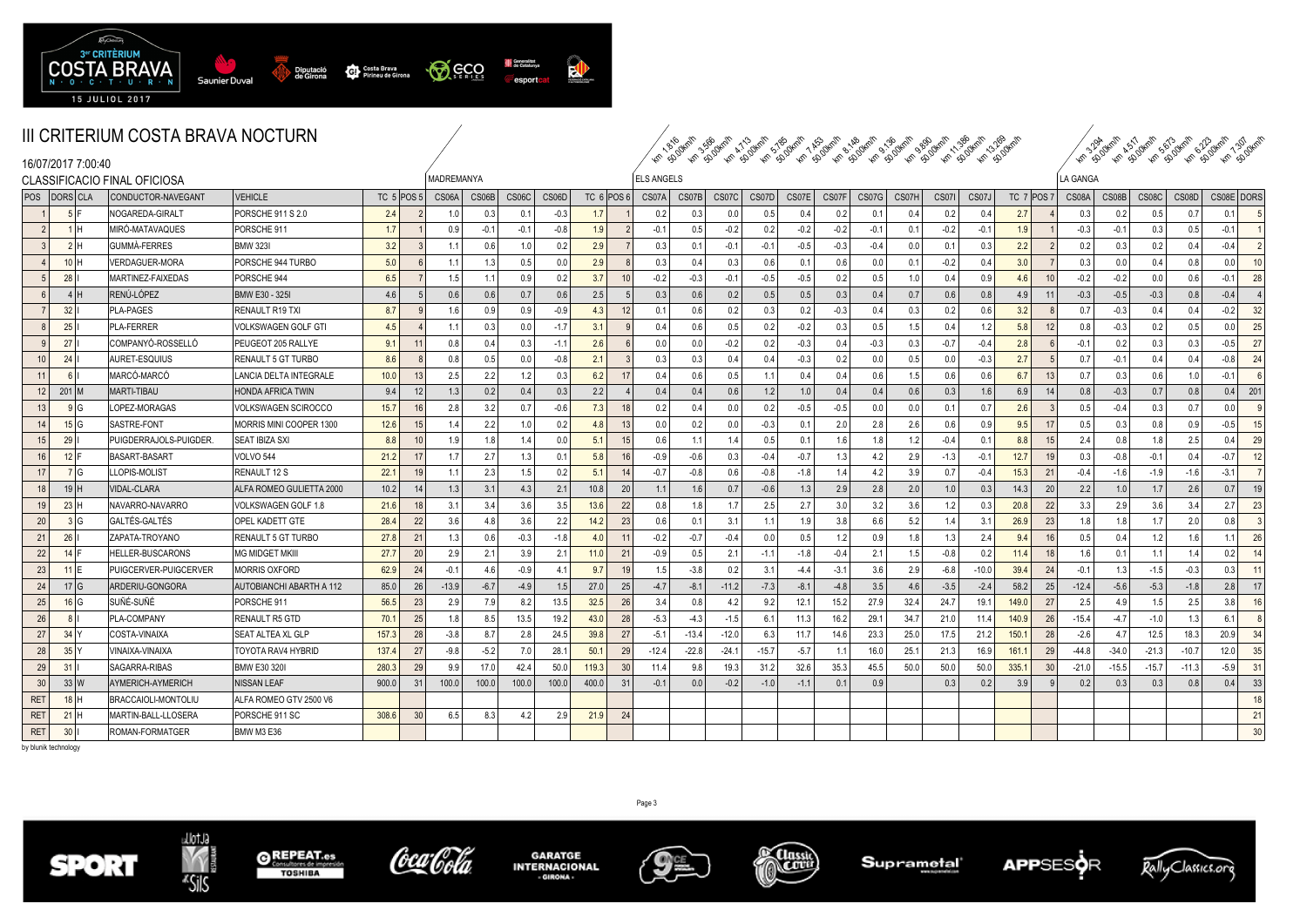# III CRITERIUM COSTA BRAVA NOCTURN

16/07/2017 7:00:40

CLASSIFICACIO FINAL OFICIOSA

| POS | DORS | CLA | CONDUCTOR-NAVEGANT | VEHICLE | TC 5 | POS 5 | MADREMANYA CS06A | CS06B | CS06C | CS06D | TC 6 | POS 6 | ELS ANGELS CS07A (km 1.816 50.00km/h) | CS07B (km 3.566 50.00km/h) | CS07C (km 4.713 50.00km/h) | CS07D (km 5.785 50.00km/h) | CS07E (km 7.453 50.00km/h) | CS07F (km 8.148 50.00km/h) | CS07G (km 9.136 50.00km/h) | CS07H (km 9.890 50.00km/h) | CS07I (km 11.386 50.00km/h) | CS07J (km 13.269 50.00km/h) | TC 7 | POS 7 | LA GANGA CS08A (km 3.294 50.00km/h) | CS08B (km 4.517 50.00km/h) | CS08C (km 5.673 50.00km/h) | CS08D (km 6.223 50.00km/h) | CS08E (km 7.307 50.00km/h) | DORS |
|---|---|---|---|---|---|---|---|---|---|---|---|---|---|---|---|---|---|---|---|---|---|---|---|---|---|---|---|---|---|---|
| 1 | 5 | F | NOGAREDA-GIRALT | PORSCHE 911 S 2.0 | 2.4 | 2 | 1.0 | 0.3 | 0.1 | -0.3 | 1.7 | 1 | 0.2 | 0.3 | 0.0 | 0.5 | 0.4 | 0.2 | 0.1 | 0.4 | 0.2 | 0.4 | 2.7 | 4 | 0.3 | 0.2 | 0.5 | 0.7 | 0.1 | 5 |
| 2 | 1 | H | MIRÓ-MATAVAQUES | PORSCHE 911 | 1.7 | 1 | 0.9 | -0.1 | -0.1 | -0.8 | 1.9 | 2 | -0.1 | 0.5 | -0.2 | 0.2 | -0.2 | -0.2 | -0.1 | 0.1 | -0.2 | -0.1 | 1.9 | 1 | -0.3 | -0.1 | 0.3 | 0.5 | -0.1 | 1 |
| 3 | 2 | H | GUMMÀ-FERRES | BMW 323I | 3.2 | 3 | 1.1 | 0.6 | 1.0 | 0.2 | 2.9 | 7 | 0.3 | 0.1 | -0.1 | -0.1 | -0.5 | -0.3 | -0.4 | 0.0 | 0.1 | 0.3 | 2.2 | 2 | 0.2 | 0.3 | 0.2 | 0.4 | -0.4 | 2 |
| 4 | 10 | H | VERDAGUER-MORA | PORSCHE 944 TURBO | 5.0 | 6 | 1.1 | 1.3 | 0.5 | 0.0 | 2.9 | 8 | 0.3 | 0.4 | 0.3 | 0.6 | 0.1 | 0.6 | 0.0 | 0.1 | -0.2 | 0.4 | 3.0 | 7 | 0.3 | 0.0 | 0.4 | 0.8 | 0.0 | 10 |
| 5 | 28 | I | MARTINEZ-FAIXEDAS | PORSCHE 944 | 6.5 | 7 | 1.5 | 1.1 | 0.9 | 0.2 | 3.7 | 10 | -0.2 | -0.3 | -0.1 | -0.5 | -0.5 | 0.2 | 0.5 | 1.0 | 0.4 | 0.9 | 4.6 | 10 | -0.2 | -0.2 | 0.0 | 0.6 | -0.1 | 28 |
| 6 | 4 | H | RENÚ-LÓPEZ | BMW E30 - 325I | 4.6 | 5 | 0.6 | 0.6 | 0.7 | 0.6 | 2.5 | 5 | 0.3 | 0.6 | 0.2 | 0.5 | 0.5 | 0.3 | 0.4 | 0.7 | 0.6 | 0.8 | 4.9 | 11 | -0.3 | -0.5 | -0.3 | 0.8 | -0.4 | 4 |
| 7 | 32 | I | PLA-PAGES | RENAULT R19 TXI | 8.7 | 9 | 1.6 | 0.9 | 0.9 | -0.9 | 4.3 | 12 | 0.1 | 0.6 | 0.2 | 0.3 | 0.2 | -0.3 | 0.4 | 0.3 | 0.2 | 0.6 | 3.2 | 8 | 0.7 | -0.3 | 0.4 | 0.4 | -0.2 | 32 |
| 8 | 25 | I | PLA-FERRER | VOLKSWAGEN GOLF GTI | 4.5 | 4 | 1.1 | 0.3 | 0.0 | -1.7 | 3.1 | 9 | 0.4 | 0.6 | 0.5 | 0.2 | -0.2 | 0.3 | 0.5 | 1.5 | 0.4 | 1.2 | 5.8 | 12 | 0.8 | -0.3 | 0.2 | 0.5 | 0.0 | 25 |
| 9 | 27 | I | COMPANYÓ-ROSSELLÓ | PEUGEOT 205 RALLYE | 9.1 | 11 | 0.8 | 0.4 | 0.3 | -1.1 | 2.6 | 6 | 0.0 | 0.0 | -0.2 | 0.2 | -0.3 | 0.4 | -0.3 | 0.3 | -0.7 | -0.4 | 2.8 | 6 | -0.1 | 0.2 | 0.3 | 0.3 | -0.5 | 27 |
| 10 | 24 | I | AURET-ESQUIUS | RENAULT 5 GT TURBO | 8.6 | 8 | 0.8 | 0.5 | 0.0 | -0.8 | 2.1 | 3 | 0.3 | 0.3 | 0.4 | 0.4 | -0.3 | 0.2 | 0.0 | 0.5 | 0.0 | -0.3 | 2.7 | 5 | 0.7 | -0.1 | 0.4 | 0.4 | -0.8 | 24 |
| 11 | 6 | I | MARCÓ-MARCÓ | LANCIA DELTA INTEGRALE | 10.0 | 13 | 2.5 | 2.2 | 1.2 | 0.3 | 6.2 | 17 | 0.4 | 0.6 | 0.5 | 1.1 | 0.4 | 0.4 | 0.6 | 1.5 | 0.6 | 0.6 | 6.7 | 13 | 0.7 | 0.3 | 0.6 | 1.0 | -0.1 | 6 |
| 12 | 201 | M | MARTI-TIBAU | HONDA AFRICA TWIN | 9.4 | 12 | 1.3 | 0.2 | 0.4 | 0.3 | 2.2 | 4 | 0.4 | 0.4 | 0.6 | 1.2 | 1.0 | 0.4 | 0.4 | 0.6 | 0.3 | 1.6 | 6.9 | 14 | 0.8 | -0.3 | 0.7 | 0.8 | 0.4 | 201 |
| 13 | 9 | G | LOPEZ-MORAGAS | VOLKSWAGEN SCIROCCO | 15.7 | 16 | 2.8 | 3.2 | 0.7 | -0.6 | 7.3 | 18 | 0.2 | 0.4 | 0.0 | 0.2 | -0.5 | -0.5 | 0.0 | 0.0 | 0.1 | 0.7 | 2.6 | 3 | 0.5 | -0.4 | 0.3 | 0.7 | 0.0 | 9 |
| 14 | 15 | G | SASTRE-FONT | MORRIS MINI COOPER 1300 | 12.6 | 15 | 1.4 | 2.2 | 1.0 | 0.2 | 4.8 | 13 | 0.0 | 0.2 | 0.0 | -0.3 | 0.1 | 2.0 | 2.8 | 2.6 | 0.6 | 0.9 | 9.5 | 17 | 0.5 | 0.3 | 0.8 | 0.9 | -0.5 | 15 |
| 15 | 29 | I | PUIGDERRAJOLS-PUIGDER. | SEAT IBIZA SXI | 8.8 | 10 | 1.9 | 1.8 | 1.4 | 0.0 | 5.1 | 15 | 0.6 | 1.1 | 1.4 | 0.5 | 0.1 | 1.6 | 1.8 | 1.2 | -0.4 | 0.1 | 8.8 | 15 | 2.4 | 0.8 | 1.8 | 2.5 | 0.4 | 29 |
| 16 | 12 | F | BASART-BASART | VOLVO 544 | 21.2 | 17 | 1.7 | 2.7 | 1.3 | 0.1 | 5.8 | 16 | -0.9 | -0.6 | 0.3 | -0.4 | -0.7 | 1.3 | 4.2 | 2.9 | -1.3 | -0.1 | 12.7 | 19 | 0.3 | -0.8 | -0.1 | 0.4 | -0.7 | 12 |
| 17 | 7 | G | LLOPIS-MOLIST | RENAULT 12 S | 22.1 | 19 | 1.1 | 2.3 | 1.5 | 0.2 | 5.1 | 14 | -0.7 | -0.8 | 0.6 | -0.8 | -1.8 | 1.4 | 4.2 | 3.9 | 0.7 | -0.4 | 15.3 | 21 | -0.4 | -1.6 | -1.9 | -1.6 | -3.1 | 7 |
| 18 | 19 | H | VIDAL-CLARA | ALFA ROMEO GULIETTA 2000 | 10.2 | 14 | 1.3 | 3.1 | 4.3 | 2.1 | 10.8 | 20 | 1.1 | 1.6 | 0.7 | -0.6 | 1.3 | 2.9 | 2.8 | 2.0 | 1.0 | 0.3 | 14.3 | 20 | 2.2 | 1.0 | 1.7 | 2.6 | 0.7 | 19 |
| 19 | 23 | H | NAVARRO-NAVARRO | VOLKSWAGEN GOLF 1.8 | 21.6 | 18 | 3.1 | 3.4 | 3.6 | 3.5 | 13.6 | 22 | 0.8 | 1.8 | 1.7 | 2.5 | 2.7 | 3.0 | 3.2 | 3.6 | 1.2 | 0.3 | 20.8 | 22 | 3.3 | 2.9 | 3.6 | 3.4 | 2.7 | 23 |
| 20 | 3 | G | GALTÉS-GALTÉS | OPEL KADETT GTE | 28.4 | 22 | 3.6 | 4.8 | 3.6 | 2.2 | 14.2 | 23 | 0.6 | 0.1 | 3.1 | 1.1 | 1.9 | 3.8 | 6.6 | 5.2 | 1.4 | 3.1 | 26.9 | 23 | 1.8 | 1.8 | 1.7 | 2.0 | 0.8 | 3 |
| 21 | 26 | I | ZAPATA-TROYANO | RENAULT 5 GT TURBO | 27.8 | 21 | 1.3 | 0.6 | -0.3 | -1.8 | 4.0 | 11 | -0.2 | -0.7 | -0.4 | 0.0 | 0.5 | 1.2 | 0.9 | 1.8 | 1.3 | 2.4 | 9.4 | 16 | 0.5 | 0.4 | 1.2 | 1.6 | 1.1 | 26 |
| 22 | 14 | F | HELLER-BUSCARONS | MG MIDGET MKIII | 27.7 | 20 | 2.9 | 2.1 | 3.9 | 2.1 | 11.0 | 21 | -0.9 | 0.5 | 2.1 | -1.1 | -1.8 | -0.4 | 2.1 | 1.5 | -0.8 | 0.2 | 11.4 | 18 | 1.6 | 0.1 | 1.1 | 1.4 | 0.2 | 14 |
| 23 | 11 | E | PUIGCERVER-PUIGCERVER | MORRIS OXFORD | 62.9 | 24 | -0.1 | 4.6 | -0.9 | 4.1 | 9.7 | 19 | 1.5 | -3.8 | 0.2 | 3.1 | -4.4 | -3.1 | 3.6 | 2.9 | -6.8 | -10.0 | 39.4 | 24 | -0.1 | 1.3 | -1.5 | -0.3 | 0.3 | 11 |
| 24 | 17 | G | ARDERIU-GONGORA | AUTOBIANCHI ABARTH A 112 | 85.0 | 26 | -13.9 | -6.7 | -4.9 | 1.5 | 27.0 | 25 | -4.7 | -8.1 | -11.2 | -7.3 | -8.1 | -4.8 | 3.5 | 4.6 | -3.5 | -2.4 | 58.2 | 25 | -12.4 | -5.6 | -5.3 | -1.8 | 2.8 | 17 |
| 25 | 16 | G | SUÑÉ-SUÑÉ | PORSCHE 911 | 56.5 | 23 | 2.9 | 7.9 | 8.2 | 13.5 | 32.5 | 26 | 3.4 | 0.8 | 4.2 | 9.2 | 12.1 | 15.2 | 27.9 | 32.4 | 24.7 | 19.1 | 149.0 | 27 | 2.5 | 4.9 | 1.5 | 2.5 | 3.8 | 16 |
| 26 | 8 | I | PLA-COMPANY | RENAULT R5 GTD | 70.1 | 25 | 1.8 | 8.5 | 13.5 | 19.2 | 43.0 | 28 | -5.3 | -4.3 | -1.5 | 6.1 | 11.3 | 16.2 | 29.1 | 34.7 | 21.0 | 11.4 | 140.9 | 26 | -15.4 | -4.7 | -1.0 | 1.3 | 6.1 | 8 |
| 27 | 34 | Y | COSTA-VINAIXA | SEAT ALTEA XL GLP | 157.3 | 28 | -3.8 | 8.7 | 2.8 | 24.5 | 39.8 | 27 | -5.1 | -13.4 | -12.0 | 6.3 | 11.7 | 14.6 | 23.3 | 25.0 | 17.5 | 21.2 | 150.1 | 28 | -2.6 | 4.7 | 12.5 | 18.3 | 20.9 | 34 |
| 28 | 35 | Y | VINAIXA-VINAIXA | TOYOTA RAV4 HYBRID | 137.4 | 27 | -9.8 | -5.2 | 7.0 | 28.1 | 50.1 | 29 | -12.4 | -22.8 | -24.1 | -15.7 | -5.7 | 1.1 | 16.0 | 25.1 | 21.3 | 16.9 | 161.1 | 29 | -44.8 | -34.0 | -21.3 | -10.7 | 12.0 | 35 |
| 29 | 31 | I | SAGARRA-RIBAS | BMW E30 320I | 280.3 | 29 | 9.9 | 17.0 | 42.4 | 50.0 | 119.3 | 30 | 11.4 | 9.8 | 19.3 | 31.2 | 32.6 | 35.3 | 45.5 | 50.0 | 50.0 | 50.0 | 335.1 | 30 | -21.0 | -15.5 | -15.7 | -11.3 | -5.9 | 31 |
| 30 | 33 | W | AYMERICH-AYMERICH | NISSAN LEAF | 900.0 | 31 | 100.0 | 100.0 | 100.0 | 100.0 | 400.0 | 31 | -0.1 | 0.0 | -0.2 | -1.0 | -1.1 | 0.1 | 0.9 | | 0.3 | 0.2 | 3.9 | 9 | 0.2 | 0.3 | 0.3 | 0.8 | 0.4 | 33 |
| RET | 18 | H | BRACCAIOLI-MONTOLIU | ALFA ROMEO GTV 2500 V6 | | | | | | | | | | | | | | | | | | | | | | | | | | 18 |
| RET | 21 | H | MARTIN-BALL-LLOSERA | PORSCHE 911 SC | 308.6 | 30 | 6.5 | 8.3 | 4.2 | 2.9 | 21.9 | 24 | | | | | | | | | | | | | | | | | | 21 |
| RET | 30 | I | ROMAN-FORMATGER | BMW M3 E36 | | | | | | | | | | | | | | | | | | | | | | | | | | 30 |

by blunik technology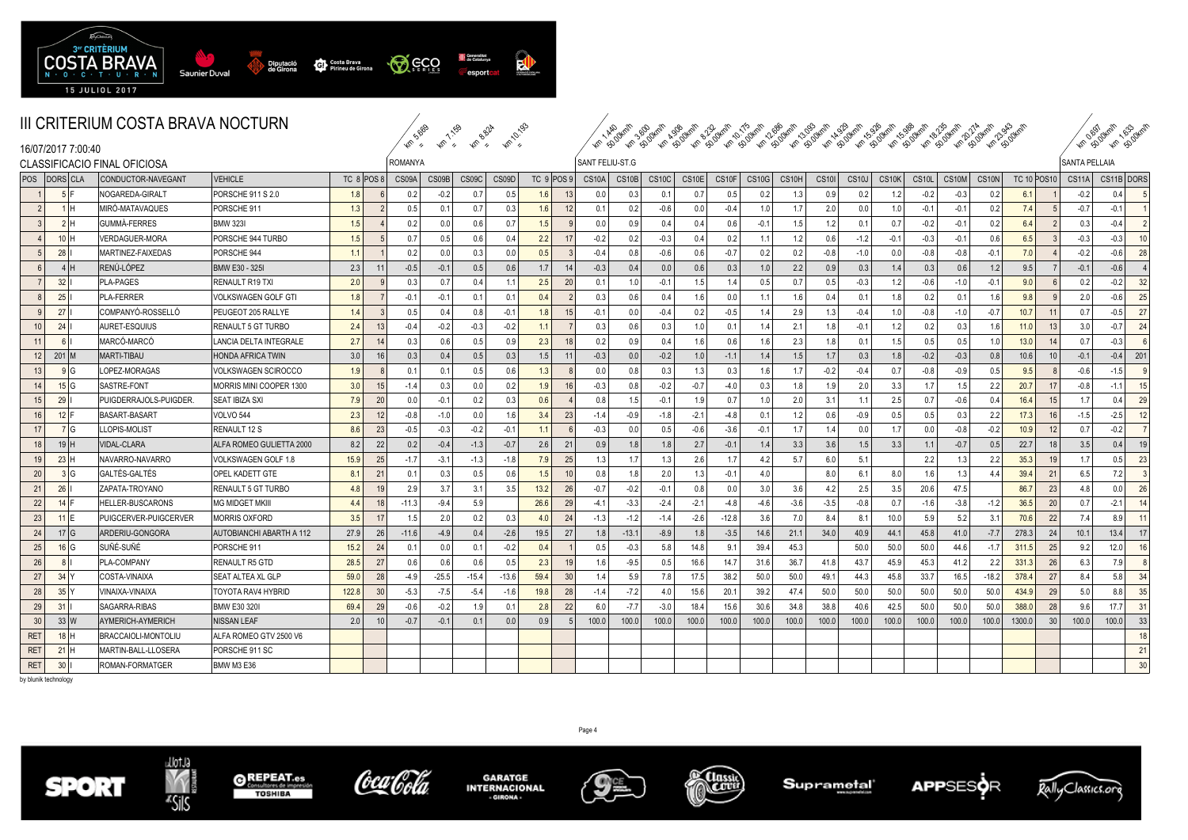# III CRITERIUM COSTA BRAVA NOCTURN

16/07/2017 7:00:40

CLASSIFICACIO FINAL OFICIOSA

| POS | DORS | CLA | CONDUCTOR-NAVEGANT | VEHICLE | TC 8 | POS 8 | ROMANYA | | | | TC 9 | POS 9 | SANT FELIU-ST.G | | | | | | | | | | | | | | TC 10 | POS10 | SANTA PELLAIA | | DORS |
|---|---|---|---|---|---|---|---|---|---|---|---|---|---|---|---|---|---|---|---|---|---|---|---|---|---|---|---|---|---|---|---|
| | | | | | | | km 5.669 | km 7.159 | km 8.824 | km 10.193 | | | km 1.440 50.00km/h | km 3.600 50.00km/h | km 4.908 50.00km/h | km 8.232 50.00km/h | km 10.175 50.00km/h | km 12.686 50.00km/h | km 13.093 50.00km/h | km 14.929 50.00km/h | km 15.926 50.00km/h | km 15.988 50.00km/h | km 18.235 50.00km/h | km 20.274 50.00km/h | km 23.943 50.00km/h | | | | km 0.697 50.00km/h | km 1.633 50.00km/h | |
| | | | | | | | CS09A | CS09B | CS09C | CS09D | | | CS10A | CS10B | CS10C | CS10E | CS10F | CS10G | CS10H | CS10I | CS10J | CS10K | CS10L | CS10M | CS10N | | | CS11A | CS11B | |
| 1 | 5 | F | NOGAREDA-GIRALT | PORSCHE 911 S 2.0 | 1.8 | 6 | 0.2 | -0.2 | 0.7 | 0.5 | 1.6 | 13 | 0.0 | 0.3 | 0.1 | 0.7 | 0.5 | 0.2 | 1.3 | 0.9 | 0.2 | 1.2 | -0.2 | -0.3 | 0.2 | 6.1 | 1 | -0.2 | 0.4 | 5 |
| 2 | 1 | H | MIRÓ-MATAVAQUES | PORSCHE 911 | 1.3 | 2 | 0.5 | 0.1 | 0.7 | 0.3 | 1.6 | 12 | 0.1 | 0.2 | -0.6 | 0.0 | -0.4 | 1.0 | 1.7 | 2.0 | 0.0 | 1.0 | -0.1 | -0.1 | 0.2 | 7.4 | 5 | -0.7 | -0.1 | 1 |
| 3 | 2 | H | GUMMÀ-FERRES | BMW 323I | 1.5 | 4 | 0.2 | 0.0 | 0.6 | 0.7 | 1.5 | 9 | 0.0 | 0.9 | 0.4 | 0.4 | 0.6 | -0.1 | 1.5 | 1.2 | 0.1 | 0.7 | -0.2 | -0.1 | 0.2 | 6.4 | 2 | 0.3 | -0.4 | 2 |
| 4 | 10 | H | VERDAGUER-MORA | PORSCHE 944 TURBO | 1.5 | 5 | 0.7 | 0.5 | 0.6 | 0.4 | 2.2 | 17 | -0.2 | 0.2 | -0.3 | 0.4 | 0.2 | 1.1 | 1.2 | 0.6 | -1.2 | -0.1 | -0.3 | -0.1 | 0.6 | 6.5 | 3 | -0.3 | -0.3 | 10 |
| 5 | 28 | I | MARTINEZ-FAIXEDAS | PORSCHE 944 | 1.1 | 1 | 0.2 | 0.0 | 0.3 | 0.0 | 0.5 | 3 | -0.4 | 0.8 | -0.6 | 0.6 | -0.7 | 0.2 | 0.2 | -0.8 | -1.0 | 0.0 | -0.8 | -0.8 | -0.1 | 7.0 | 4 | -0.2 | -0.6 | 28 |
| 6 | 4 | H | RENÚ-LÓPEZ | BMW E30 - 325I | 2.3 | 11 | -0.5 | -0.1 | 0.5 | 0.6 | 1.7 | 14 | -0.3 | 0.4 | 0.0 | 0.6 | 0.3 | 1.0 | 2.2 | 0.9 | 0.3 | 1.4 | 0.3 | 0.6 | 1.2 | 9.5 | 7 | -0.1 | -0.6 | 4 |
| 7 | 32 | I | PLA-PAGES | RENAULT R19 TXI | 2.0 | 9 | 0.3 | 0.7 | 0.4 | 1.1 | 2.5 | 20 | 0.1 | 1.0 | -0.1 | 1.5 | 1.4 | 0.5 | 0.7 | 0.5 | -0.3 | 1.2 | -0.6 | -1.0 | -0.1 | 9.0 | 6 | 0.2 | -0.2 | 32 |
| 8 | 25 | I | PLA-FERRER | VOLKSWAGEN GOLF GTI | 1.8 | 7 | -0.1 | -0.1 | 0.1 | 0.1 | 0.4 | 2 | 0.3 | 0.6 | 0.4 | 1.6 | 0.0 | 1.1 | 1.6 | 0.4 | 0.1 | 1.8 | 0.2 | 0.1 | 1.6 | 9.8 | 9 | 2.0 | -0.6 | 25 |
| 9 | 27 | I | COMPANYÓ-ROSSELLÓ | PEUGEOT 205 RALLYE | 1.4 | 3 | 0.5 | 0.4 | 0.8 | -0.1 | 1.8 | 15 | -0.1 | 0.0 | -0.4 | 0.2 | -0.5 | 1.4 | 2.9 | 1.3 | -0.4 | 1.0 | -0.8 | -1.0 | -0.7 | 10.7 | 11 | 0.7 | -0.5 | 27 |
| 10 | 24 | I | AURET-ESQUIUS | RENAULT 5 GT TURBO | 2.4 | 13 | -0.4 | -0.2 | -0.3 | -0.2 | 1.1 | 7 | 0.3 | 0.6 | 0.3 | 1.0 | 0.1 | 1.4 | 2.1 | 1.8 | -0.1 | 1.2 | 0.2 | 0.3 | 1.6 | 11.0 | 13 | 3.0 | -0.7 | 24 |
| 11 | 6 | I | MARCÓ-MARCÓ | LANCIA DELTA INTEGRALE | 2.7 | 14 | 0.3 | 0.6 | 0.5 | 0.9 | 2.3 | 18 | 0.2 | 0.9 | 0.4 | 1.6 | 0.6 | 1.6 | 2.3 | 1.8 | 0.1 | 1.5 | 0.5 | 0.5 | 1.0 | 13.0 | 14 | 0.7 | -0.3 | 6 |
| 12 | 201 | M | MARTI-TIBAU | HONDA AFRICA TWIN | 3.0 | 16 | 0.3 | 0.4 | 0.5 | 0.3 | 1.5 | 11 | -0.3 | 0.0 | -0.2 | 1.0 | -1.1 | 1.4 | 1.5 | 1.7 | 0.3 | 1.8 | -0.2 | -0.3 | 0.8 | 10.6 | 10 | -0.1 | -0.4 | 201 |
| 13 | 9 | G | LOPEZ-MORAGAS | VOLKSWAGEN SCIROCCO | 1.9 | 8 | 0.1 | 0.1 | 0.5 | 0.6 | 1.3 | 8 | 0.0 | 0.8 | 0.3 | 1.3 | 0.3 | 1.6 | 1.7 | -0.2 | -0.4 | 0.7 | -0.8 | -0.9 | 0.5 | 9.5 | 8 | -0.6 | -1.5 | 9 |
| 14 | 15 | G | SASTRE-FONT | MORRIS MINI COOPER 1300 | 3.0 | 15 | -1.4 | 0.3 | 0.0 | 0.2 | 1.9 | 16 | -0.3 | 0.8 | -0.2 | -0.7 | -4.0 | 0.3 | 1.8 | 1.9 | 2.0 | 3.3 | 1.7 | 1.5 | 2.2 | 20.7 | 17 | -0.8 | -1.1 | 15 |
| 15 | 29 | I | PUIGDERRAJOLS-PUIGDER. | SEAT IBIZA SXI | 7.9 | 20 | 0.0 | -0.1 | 0.2 | 0.3 | 0.6 | 4 | 0.8 | 1.5 | -0.1 | 1.9 | 0.7 | 1.0 | 2.0 | 3.1 | 1.1 | 2.5 | 0.7 | -0.6 | 0.4 | 16.4 | 15 | 1.7 | 0.4 | 29 |
| 16 | 12 | F | BASART-BASART | VOLVO 544 | 2.3 | 12 | -0.8 | -1.0 | 0.0 | 1.6 | 3.4 | 23 | -1.4 | -0.9 | -1.8 | -2.1 | -4.8 | 0.1 | 1.2 | 0.6 | -0.9 | 0.5 | 0.5 | 0.3 | 2.2 | 17.3 | 16 | -1.5 | -2.5 | 12 |
| 17 | 7 | G | LLOPIS-MOLIST | RENAULT 12 S | 8.6 | 23 | -0.5 | -0.3 | -0.2 | -0.1 | 1.1 | 6 | -0.3 | 0.0 | 0.5 | -0.6 | -3.6 | -0.1 | 1.7 | 1.4 | 0.0 | 1.7 | 0.0 | -0.8 | -0.2 | 10.9 | 12 | 0.7 | -0.2 | 7 |
| 18 | 19 | H | VIDAL-CLARA | ALFA ROMEO GULIETTA 2000 | 8.2 | 22 | 0.2 | -0.4 | -1.3 | -0.7 | 2.6 | 21 | 0.9 | 1.8 | 1.8 | 2.7 | -0.1 | 1.4 | 3.3 | 3.6 | 1.5 | 3.3 | 1.1 | -0.7 | 0.5 | 22.7 | 18 | 3.5 | 0.4 | 19 |
| 19 | 23 | H | NAVARRO-NAVARRO | VOLKSWAGEN GOLF 1.8 | 15.9 | 25 | -1.7 | -3.1 | -1.3 | -1.8 | 7.9 | 25 | 1.3 | 1.7 | 1.3 | 2.6 | 1.7 | 4.2 | 5.7 | 6.0 | 5.1 | | 2.2 | 1.3 | 2.2 | 35.3 | 19 | 1.7 | 0.5 | 23 |
| 20 | 3 | G | GALTÉS-GALTÉS | OPEL KADETT GTE | 8.1 | 21 | 0.1 | 0.3 | 0.5 | 0.6 | 1.5 | 10 | 0.8 | 1.8 | 2.0 | 1.3 | -0.1 | 4.0 | | 8.0 | 6.1 | 8.0 | 1.6 | 1.3 | 4.4 | 39.4 | 21 | 6.5 | 7.2 | 3 |
| 21 | 26 | I | ZAPATA-TROYANO | RENAULT 5 GT TURBO | 4.8 | 19 | 2.9 | 3.7 | 3.1 | 3.5 | 13.2 | 26 | -0.7 | -0.2 | -0.1 | 0.8 | 0.0 | 3.0 | 3.6 | 4.2 | 2.5 | 3.5 | 20.6 | 47.5 | | 86.7 | 23 | 4.8 | 0.0 | 26 |
| 22 | 14 | F | HELLER-BUSCARONS | MG MIDGET MKIII | 4.4 | 18 | -11.3 | -9.4 | 5.9 | | 26.6 | 29 | -4.1 | -3.3 | -2.4 | -2.1 | -4.8 | -4.6 | -3.6 | -3.5 | -0.8 | 0.7 | -1.6 | -3.8 | -1.2 | 36.5 | 20 | 0.7 | -2.1 | 14 |
| 23 | 11 | E | PUIGCERVER-PUIGCERVER | MORRIS OXFORD | 3.5 | 17 | 1.5 | 2.0 | 0.2 | 0.3 | 4.0 | 24 | -1.3 | -1.2 | -1.4 | -2.6 | -12.8 | 3.6 | 7.0 | 8.4 | 8.1 | 10.0 | 5.9 | 5.2 | 3.1 | 70.6 | 22 | 7.4 | 8.9 | 11 |
| 24 | 17 | G | ARDERIU-GONGORA | AUTOBIANCHI ABARTH A 112 | 27.9 | 26 | -11.6 | -4.9 | 0.4 | -2.6 | 19.5 | 27 | 1.8 | -13.1 | -8.9 | 1.8 | -3.5 | 14.6 | 21.1 | 34.0 | 40.9 | 44.1 | 45.8 | 41.0 | -7.7 | 278.3 | 24 | 10.1 | 13.4 | 17 |
| 25 | 16 | G | SUÑÉ-SUÑÉ | PORSCHE 911 | 15.2 | 24 | 0.1 | 0.0 | 0.1 | -0.2 | 0.4 | 1 | 0.5 | -0.3 | 5.8 | 14.8 | 9.1 | 39.4 | 45.3 | | 50.0 | 50.0 | 50.0 | 44.6 | -1.7 | 311.5 | 25 | 9.2 | 12.0 | 16 |
| 26 | 8 | I | PLA-COMPANY | RENAULT R5 GTD | 28.5 | 27 | 0.6 | 0.6 | 0.6 | 0.5 | 2.3 | 19 | 1.6 | -9.5 | 0.5 | 16.6 | 14.7 | 31.6 | 36.7 | 41.8 | 43.7 | 45.9 | 45.3 | 41.2 | 2.2 | 331.3 | 26 | 6.3 | 7.9 | 8 |
| 27 | 34 | Y | COSTA-VINAIXA | SEAT ALTEA XL GLP | 59.0 | 28 | -4.9 | -25.5 | -15.4 | -13.6 | 59.4 | 30 | 1.4 | 5.9 | 7.8 | 17.5 | 38.2 | 50.0 | 50.0 | 49.1 | 44.3 | 45.8 | 33.7 | 16.5 | -18.2 | 378.4 | 27 | 8.4 | 5.8 | 34 |
| 28 | 35 | Y | VINAIXA-VINAIXA | TOYOTA RAV4 HYBRID | 122.8 | 30 | -5.3 | -7.5 | -5.4 | -1.6 | 19.8 | 28 | -1.4 | -7.2 | 4.0 | 15.6 | 20.1 | 39.2 | 47.4 | 50.0 | 50.0 | 50.0 | 50.0 | 50.0 | 50.0 | 434.9 | 29 | 5.0 | 8.8 | 35 |
| 29 | 31 | I | SAGARRA-RIBAS | BMW E30 320I | 69.4 | 29 | -0.6 | -0.2 | 1.9 | 0.1 | 2.8 | 22 | 6.0 | -7.7 | -3.0 | 18.4 | 15.6 | 30.6 | 34.8 | 38.8 | 40.6 | 42.5 | 50.0 | 50.0 | 50.0 | 388.0 | 28 | 9.6 | 17.7 | 31 |
| 30 | 33 | W | AYMERICH-AYMERICH | NISSAN LEAF | 2.0 | 10 | -0.7 | -0.1 | 0.1 | 0.0 | 0.9 | 5 | 100.0 | 100.0 | 100.0 | 100.0 | 100.0 | 100.0 | 100.0 | 100.0 | 100.0 | 100.0 | 100.0 | 100.0 | 100.0 | 1300.0 | 30 | 100.0 | 100.0 | 33 |
| RET | 18 | H | BRACCAIOLI-MONTOLIU | ALFA ROMEO GTV 2500 V6 | | | | | | | | | | | | | | | | | | | | | | | | | | 18 |
| RET | 21 | H | MARTIN-BALL-LLOSERA | PORSCHE 911 SC | | | | | | | | | | | | | | | | | | | | | | | | | | 21 |
| RET | 30 | I | ROMAN-FORMATGER | BMW M3 E36 | | | | | | | | | | | | | | | | | | | | | | | | | | 30 |

by blunik technology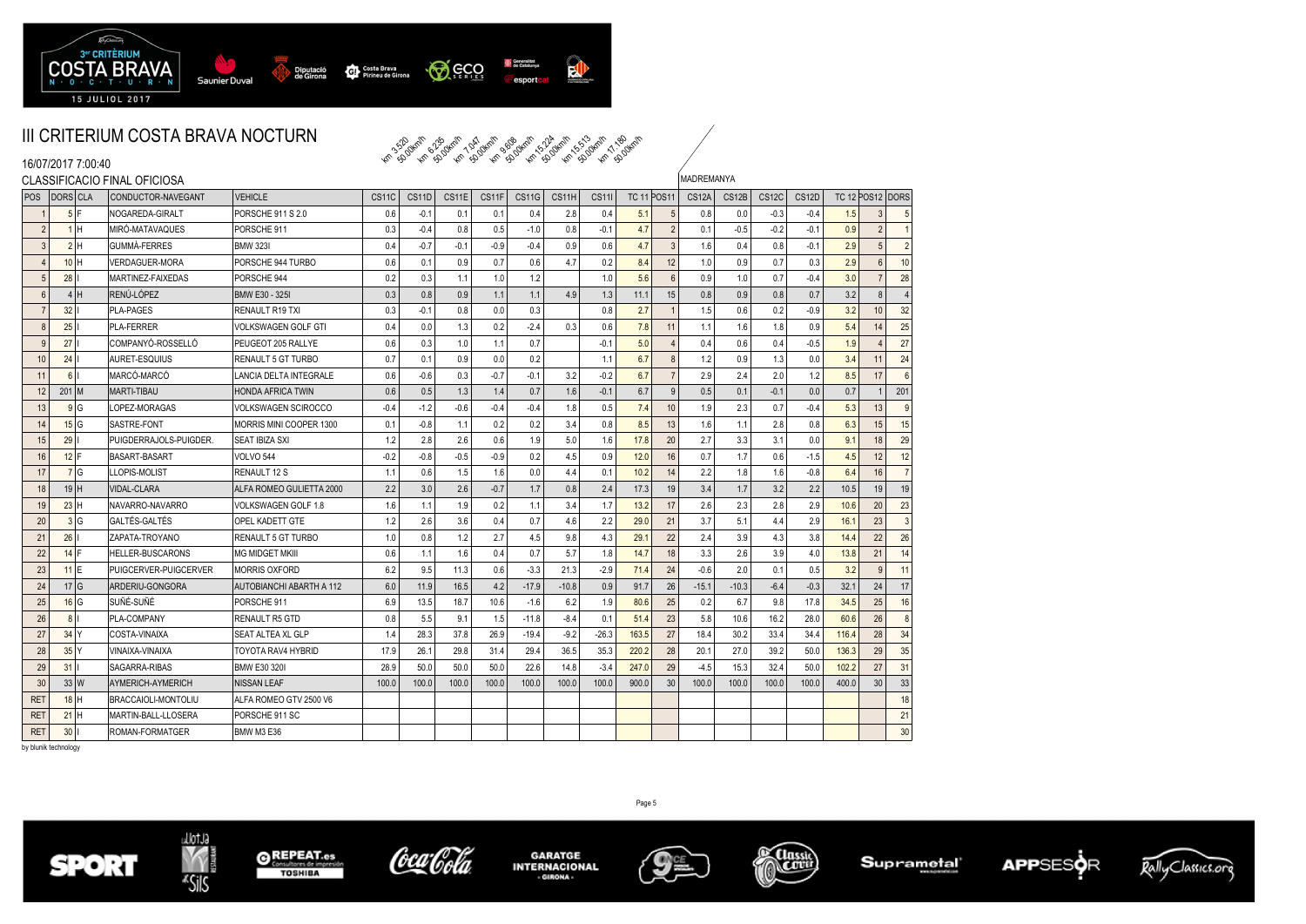# III CRITERIUM COSTA BRAVA NOCTURN

16/07/2017 7:00:40

CLASSIFICACIO FINAL OFICIOSA

km 3.520 50.00km/h
km 6.235 50.00km/h
km 7.047 50.00km/h
km 9.608 50.00km/h
km 15.224 50.00km/h
km 15.513 50.00km/h
km 17.180 50.00km/h

MADREMANYA

| POS | DORS | CLA | CONDUCTOR-NAVEGANT | VEHICLE | CS11C | CS11D | CS11E | CS11F | CS11G | CS11H | CS11I | TC 11 | POS11 | CS12A | CS12B | CS12C | CS12D | TC 12 | POS12 | DORS |
|---|---|---|---|---|---|---|---|---|---|---|---|---|---|---|---|---|---|---|---|---|
| 1 | 5 | F | NOGAREDA-GIRALT | PORSCHE 911 S 2.0 | 0.6 | -0.1 | 0.1 | 0.1 | 0.4 | 2.8 | 0.4 | 5.1 | 5 | 0.8 | 0.0 | -0.3 | -0.4 | 1.5 | 3 | 5 |
| 2 | 1 | H | MIRÓ-MATAVAQUES | PORSCHE 911 | 0.3 | -0.4 | 0.8 | 0.5 | -1.0 | 0.8 | -0.1 | 4.7 | 2 | 0.1 | -0.5 | -0.2 | -0.1 | 0.9 | 2 | 1 |
| 3 | 2 | H | GUMMÀ-FERRES | BMW 323I | 0.4 | -0.7 | -0.1 | -0.9 | -0.4 | 0.9 | 0.6 | 4.7 | 3 | 1.6 | 0.4 | 0.8 | -0.1 | 2.9 | 5 | 2 |
| 4 | 10 | H | VERDAGUER-MORA | PORSCHE 944 TURBO | 0.6 | 0.1 | 0.9 | 0.7 | 0.6 | 4.7 | 0.2 | 8.4 | 12 | 1.0 | 0.9 | 0.7 | 0.3 | 2.9 | 6 | 10 |
| 5 | 28 | I | MARTINEZ-FAIXEDAS | PORSCHE 944 | 0.2 | 0.3 | 1.1 | 1.0 | 1.2 | | 1.0 | 5.6 | 6 | 0.9 | 1.0 | 0.7 | -0.4 | 3.0 | 7 | 28 |
| 6 | 4 | H | RENÚ-LÓPEZ | BMW E30 - 325I | 0.3 | 0.8 | 0.9 | 1.1 | 1.1 | 4.9 | 1.3 | 11.1 | 15 | 0.8 | 0.9 | 0.8 | 0.7 | 3.2 | 8 | 4 |
| 7 | 32 | I | PLA-PAGES | RENAULT R19 TXI | 0.3 | -0.1 | 0.8 | 0.0 | 0.3 | | 0.8 | 2.7 | 1 | 1.5 | 0.6 | 0.2 | -0.9 | 3.2 | 10 | 32 |
| 8 | 25 | I | PLA-FERRER | VOLKSWAGEN GOLF GTI | 0.4 | 0.0 | 1.3 | 0.2 | -2.4 | 0.3 | 0.6 | 7.8 | 11 | 1.1 | 1.6 | 1.8 | 0.9 | 5.4 | 14 | 25 |
| 9 | 27 | I | COMPANYÓ-ROSSELLÓ | PEUGEOT 205 RALLYE | 0.6 | 0.3 | 1.0 | 1.1 | 0.7 | | -0.1 | 5.0 | 4 | 0.4 | 0.6 | 0.4 | -0.5 | 1.9 | 4 | 27 |
| 10 | 24 | I | AURET-ESQUIUS | RENAULT 5 GT TURBO | 0.7 | 0.1 | 0.9 | 0.0 | 0.2 | | 1.1 | 6.7 | 8 | 1.2 | 0.9 | 1.3 | 0.0 | 3.4 | 11 | 24 |
| 11 | 6 | I | MARCÓ-MARCÓ | LANCIA DELTA INTEGRALE | 0.6 | -0.6 | 0.3 | -0.7 | -0.1 | 3.2 | -0.2 | 6.7 | 7 | 2.9 | 2.4 | 2.0 | 1.2 | 8.5 | 17 | 6 |
| 12 | 201 | M | MARTI-TIBAU | HONDA AFRICA TWIN | 0.6 | 0.5 | 1.3 | 1.4 | 0.7 | 1.6 | -0.1 | 6.7 | 9 | 0.5 | 0.1 | -0.1 | 0.0 | 0.7 | 1 | 201 |
| 13 | 9 | G | LOPEZ-MORAGAS | VOLKSWAGEN SCIROCCO | -0.4 | -1.2 | -0.6 | -0.4 | -0.4 | 1.8 | 0.5 | 7.4 | 10 | 1.9 | 2.3 | 0.7 | -0.4 | 5.3 | 13 | 9 |
| 14 | 15 | G | SASTRE-FONT | MORRIS MINI COOPER 1300 | 0.1 | -0.8 | 1.1 | 0.2 | 0.2 | 3.4 | 0.8 | 8.5 | 13 | 1.6 | 1.1 | 2.8 | 0.8 | 6.3 | 15 | 15 |
| 15 | 29 | I | PUIGDERRAJOLS-PUIGDER. | SEAT IBIZA SXI | 1.2 | 2.8 | 2.6 | 0.6 | 1.9 | 5.0 | 1.6 | 17.8 | 20 | 2.7 | 3.3 | 3.1 | 0.0 | 9.1 | 18 | 29 |
| 16 | 12 | F | BASART-BASART | VOLVO 544 | -0.2 | -0.8 | -0.5 | -0.9 | 0.2 | 4.5 | 0.9 | 12.0 | 16 | 0.7 | 1.7 | 0.6 | -1.5 | 4.5 | 12 | 12 |
| 17 | 7 | G | LLOPIS-MOLIST | RENAULT 12 S | 1.1 | 0.6 | 1.5 | 1.6 | 0.0 | 4.4 | 0.1 | 10.2 | 14 | 2.2 | 1.8 | 1.6 | -0.8 | 6.4 | 16 | 7 |
| 18 | 19 | H | VIDAL-CLARA | ALFA ROMEO GULIETTA 2000 | 2.2 | 3.0 | 2.6 | -0.7 | 1.7 | 0.8 | 2.4 | 17.3 | 19 | 3.4 | 1.7 | 3.2 | 2.2 | 10.5 | 19 | 19 |
| 19 | 23 | H | NAVARRO-NAVARRO | VOLKSWAGEN GOLF 1.8 | 1.6 | 1.1 | 1.9 | 0.2 | 1.1 | 3.4 | 1.7 | 13.2 | 17 | 2.6 | 2.3 | 2.8 | 2.9 | 10.6 | 20 | 23 |
| 20 | 3 | G | GALTÉS-GALTÉS | OPEL KADETT GTE | 1.2 | 2.6 | 3.6 | 0.4 | 0.7 | 4.6 | 2.2 | 29.0 | 21 | 3.7 | 5.1 | 4.4 | 2.9 | 16.1 | 23 | 3 |
| 21 | 26 | I | ZAPATA-TROYANO | RENAULT 5 GT TURBO | 1.0 | 0.8 | 1.2 | 2.7 | 4.5 | 9.8 | 4.3 | 29.1 | 22 | 2.4 | 3.9 | 4.3 | 3.8 | 14.4 | 22 | 26 |
| 22 | 14 | F | HELLER-BUSCARONS | MG MIDGET MKIII | 0.6 | 1.1 | 1.6 | 0.4 | 0.7 | 5.7 | 1.8 | 14.7 | 18 | 3.3 | 2.6 | 3.9 | 4.0 | 13.8 | 21 | 14 |
| 23 | 11 | E | PUIGCERVER-PUIGCERVER | MORRIS OXFORD | 6.2 | 9.5 | 11.3 | 0.6 | -3.3 | 21.3 | -2.9 | 71.4 | 24 | -0.6 | 2.0 | 0.1 | 0.5 | 3.2 | 9 | 11 |
| 24 | 17 | G | ARDERIU-GONGORA | AUTOBIANCHI ABARTH A 112 | 6.0 | 11.9 | 16.5 | 4.2 | -17.9 | -10.8 | 0.9 | 91.7 | 26 | -15.1 | -10.3 | -6.4 | -0.3 | 32.1 | 24 | 17 |
| 25 | 16 | G | SUÑÉ-SUÑÉ | PORSCHE 911 | 6.9 | 13.5 | 18.7 | 10.6 | -1.6 | 6.2 | 1.9 | 80.6 | 25 | 0.2 | 6.7 | 9.8 | 17.8 | 34.5 | 25 | 16 |
| 26 | 8 | I | PLA-COMPANY | RENAULT R5 GTD | 0.8 | 5.5 | 9.1 | 1.5 | -11.8 | -8.4 | 0.1 | 51.4 | 23 | 5.8 | 10.6 | 16.2 | 28.0 | 60.6 | 26 | 8 |
| 27 | 34 | Y | COSTA-VINAIXA | SEAT ALTEA XL GLP | 1.4 | 28.3 | 37.8 | 26.9 | -19.4 | -9.2 | -26.3 | 163.5 | 27 | 18.4 | 30.2 | 33.4 | 34.4 | 116.4 | 28 | 34 |
| 28 | 35 | Y | VINAIXA-VINAIXA | TOYOTA RAV4 HYBRID | 17.9 | 26.1 | 29.8 | 31.4 | 29.4 | 36.5 | 35.3 | 220.2 | 28 | 20.1 | 27.0 | 39.2 | 50.0 | 136.3 | 29 | 35 |
| 29 | 31 | I | SAGARRA-RIBAS | BMW E30 320I | 28.9 | 50.0 | 50.0 | 50.0 | 22.6 | 14.8 | -3.4 | 247.0 | 29 | -4.5 | 15.3 | 32.4 | 50.0 | 102.2 | 27 | 31 |
| 30 | 33 | W | AYMERICH-AYMERICH | NISSAN LEAF | 100.0 | 100.0 | 100.0 | 100.0 | 100.0 | 100.0 | 100.0 | 900.0 | 30 | 100.0 | 100.0 | 100.0 | 100.0 | 400.0 | 30 | 33 |
| RET | 18 | H | BRACCAIOLI-MONTOLIU | ALFA ROMEO GTV 2500 V6 | | | | | | | | | | | | | | | | 18 |
| RET | 21 | H | MARTIN-BALL-LLOSERA | PORSCHE 911 SC | | | | | | | | | | | | | | | | 21 |
| RET | 30 | I | ROMAN-FORMATGER | BMW M3 E36 | | | | | | | | | | | | | | | | 30 |

by blunik technology